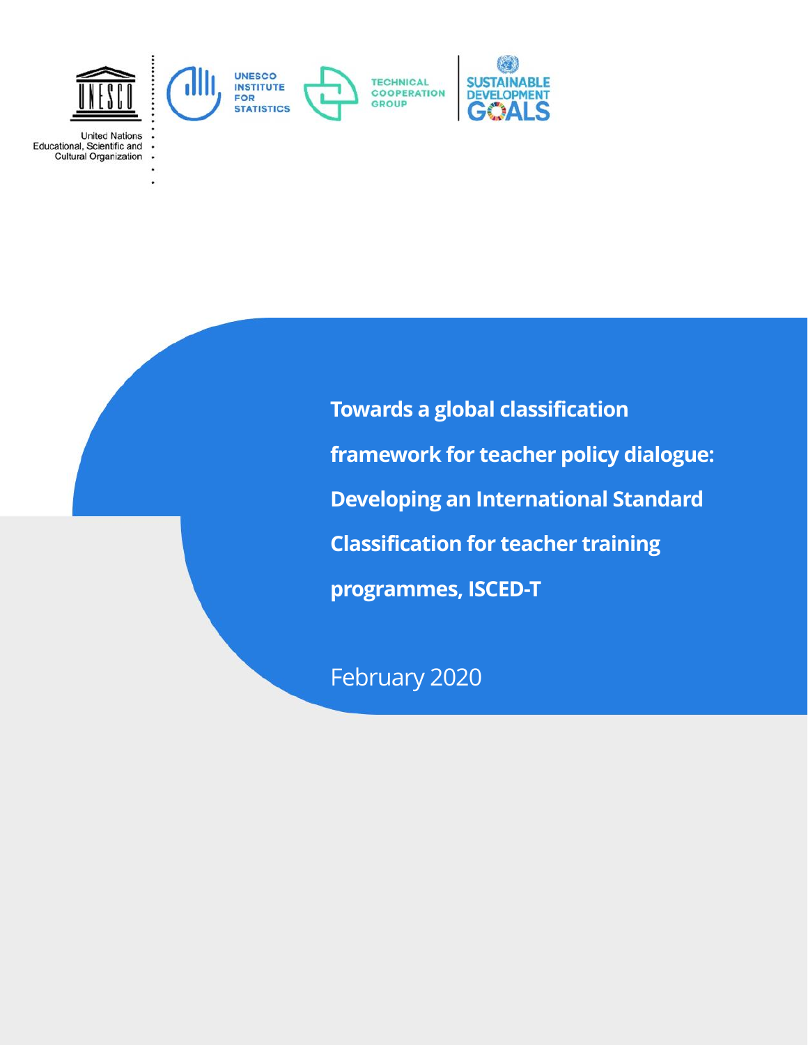United Nations Educational, Scientific and Cultural Organization

UNESCO INSTITUTE FOR STATISTICS

TECHNICAL COOPERATION GROUP

SUSTAINABLE DEVELOPMENT GOALS

# Towards a global classification framework for teacher policy dialogue: Developing an International Standard Classification for teacher training programmes, ISCED-T

February 2020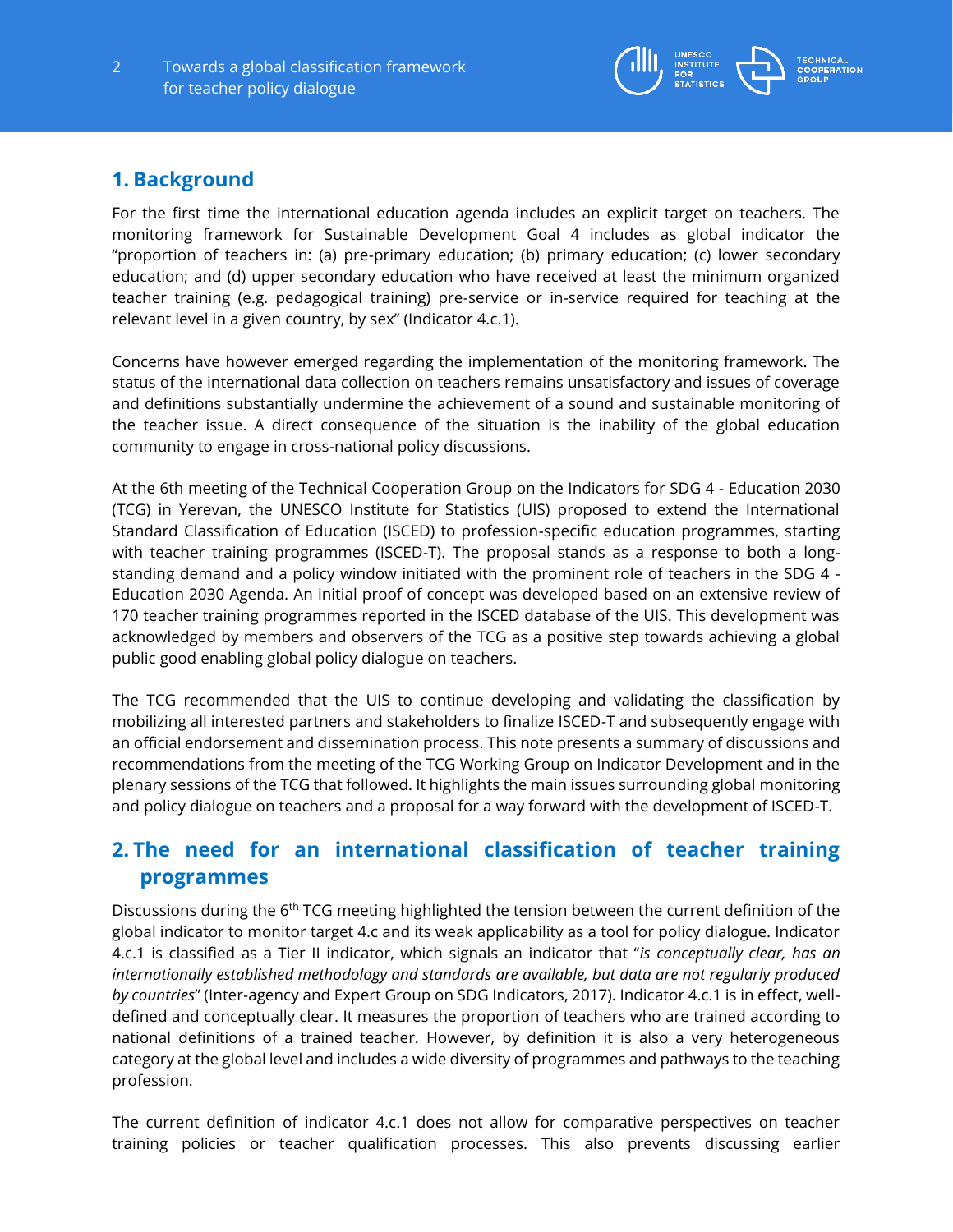## 1. Background

For the first time the international education agenda includes an explicit target on teachers. The monitoring framework for Sustainable Development Goal 4 includes as global indicator the "proportion of teachers in: (a) pre-primary education; (b) primary education; (c) lower secondary education; and (d) upper secondary education who have received at least the minimum organized teacher training (e.g. pedagogical training) pre-service or in-service required for teaching at the relevant level in a given country, by sex" (Indicator 4.c.1).

Concerns have however emerged regarding the implementation of the monitoring framework. The status of the international data collection on teachers remains unsatisfactory and issues of coverage and definitions substantially undermine the achievement of a sound and sustainable monitoring of the teacher issue. A direct consequence of the situation is the inability of the global education community to engage in cross-national policy discussions.

At the 6th meeting of the Technical Cooperation Group on the Indicators for SDG 4 - Education 2030 (TCG) in Yerevan, the UNESCO Institute for Statistics (UIS) proposed to extend the International Standard Classification of Education (ISCED) to profession-specific education programmes, starting with teacher training programmes (ISCED-T). The proposal stands as a response to both a long-standing demand and a policy window initiated with the prominent role of teachers in the SDG 4 - Education 2030 Agenda. An initial proof of concept was developed based on an extensive review of 170 teacher training programmes reported in the ISCED database of the UIS. This development was acknowledged by members and observers of the TCG as a positive step towards achieving a global public good enabling global policy dialogue on teachers.

The TCG recommended that the UIS to continue developing and validating the classification by mobilizing all interested partners and stakeholders to finalize ISCED-T and subsequently engage with an official endorsement and dissemination process. This note presents a summary of discussions and recommendations from the meeting of the TCG Working Group on Indicator Development and in the plenary sessions of the TCG that followed. It highlights the main issues surrounding global monitoring and policy dialogue on teachers and a proposal for a way forward with the development of ISCED-T.

## 2. The need for an international classification of teacher training programmes

Discussions during the 6th TCG meeting highlighted the tension between the current definition of the global indicator to monitor target 4.c and its weak applicability as a tool for policy dialogue. Indicator 4.c.1 is classified as a Tier II indicator, which signals an indicator that "*is conceptually clear, has an internationally established methodology and standards are available, but data are not regularly produced by countries*" (Inter-agency and Expert Group on SDG Indicators, 2017). Indicator 4.c.1 is in effect, well-defined and conceptually clear. It measures the proportion of teachers who are trained according to national definitions of a trained teacher. However, by definition it is also a very heterogeneous category at the global level and includes a wide diversity of programmes and pathways to the teaching profession.

The current definition of indicator 4.c.1 does not allow for comparative perspectives on teacher training policies or teacher qualification processes. This also prevents discussing earlier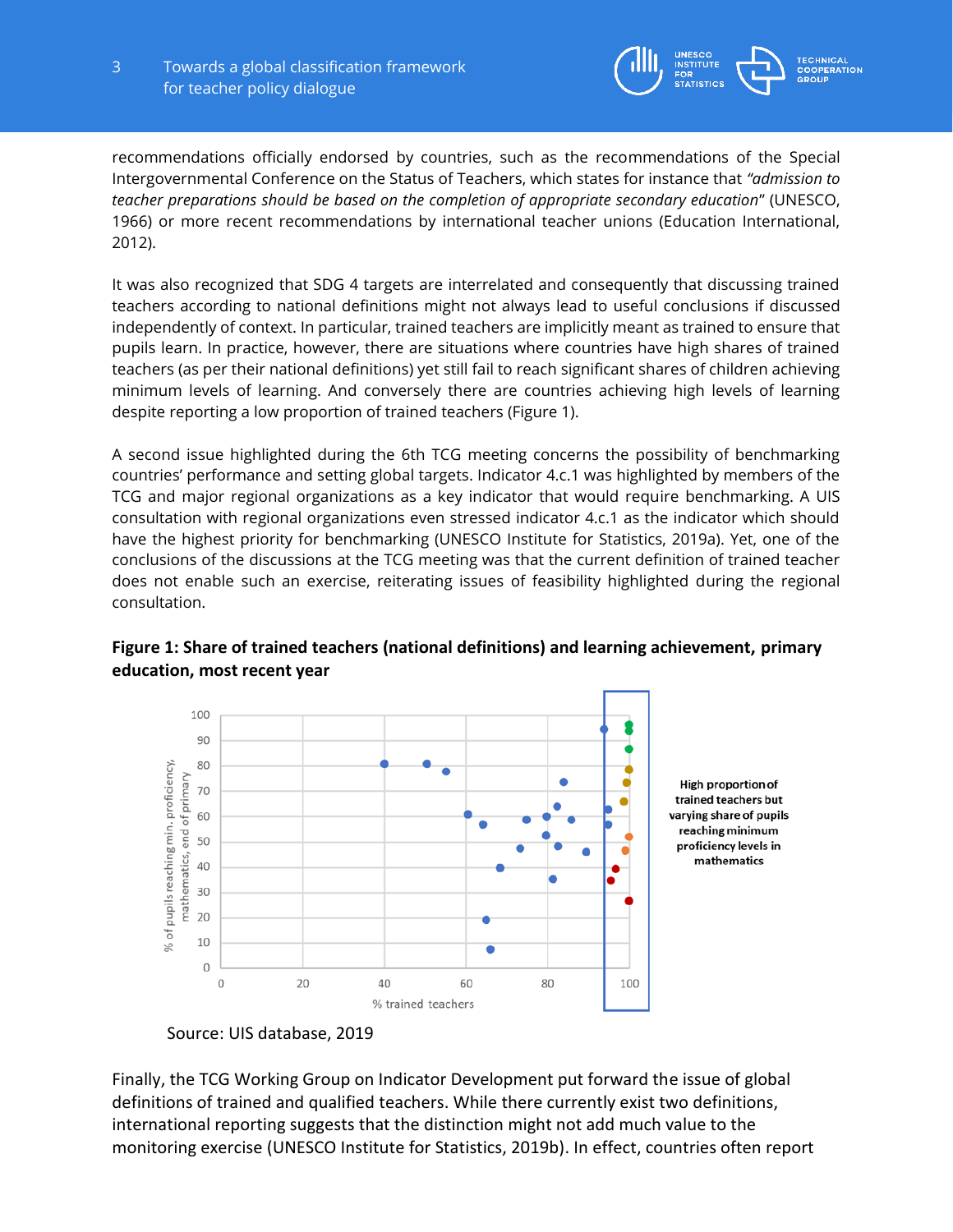recommendations officially endorsed by countries, such as the recommendations of the Special Intergovernmental Conference on the Status of Teachers, which states for instance that *"admission to teacher preparations should be based on the completion of appropriate secondary education"* (UNESCO, 1966) or more recent recommendations by international teacher unions (Education International, 2012).

It was also recognized that SDG 4 targets are interrelated and consequently that discussing trained teachers according to national definitions might not always lead to useful conclusions if discussed independently of context. In particular, trained teachers are implicitly meant as trained to ensure that pupils learn. In practice, however, there are situations where countries have high shares of trained teachers (as per their national definitions) yet still fail to reach significant shares of children achieving minimum levels of learning. And conversely there are countries achieving high levels of learning despite reporting a low proportion of trained teachers (Figure 1).

A second issue highlighted during the 6th TCG meeting concerns the possibility of benchmarking countries' performance and setting global targets. Indicator 4.c.1 was highlighted by members of the TCG and major regional organizations as a key indicator that would require benchmarking. A UIS consultation with regional organizations even stressed indicator 4.c.1 as the indicator which should have the highest priority for benchmarking (UNESCO Institute for Statistics, 2019a). Yet, one of the conclusions of the discussions at the TCG meeting was that the current definition of trained teacher does not enable such an exercise, reiterating issues of feasibility highlighted during the regional consultation.

**Figure 1: Share of trained teachers (national definitions) and learning achievement, primary education, most recent year**

High proportion of trained teachers but varying share of pupils reaching minimum proficiency levels in mathematics

Source: UIS database, 2019

Finally, the TCG Working Group on Indicator Development put forward the issue of global definitions of trained and qualified teachers. While there currently exist two definitions, international reporting suggests that the distinction might not add much value to the monitoring exercise (UNESCO Institute for Statistics, 2019b). In effect, countries often report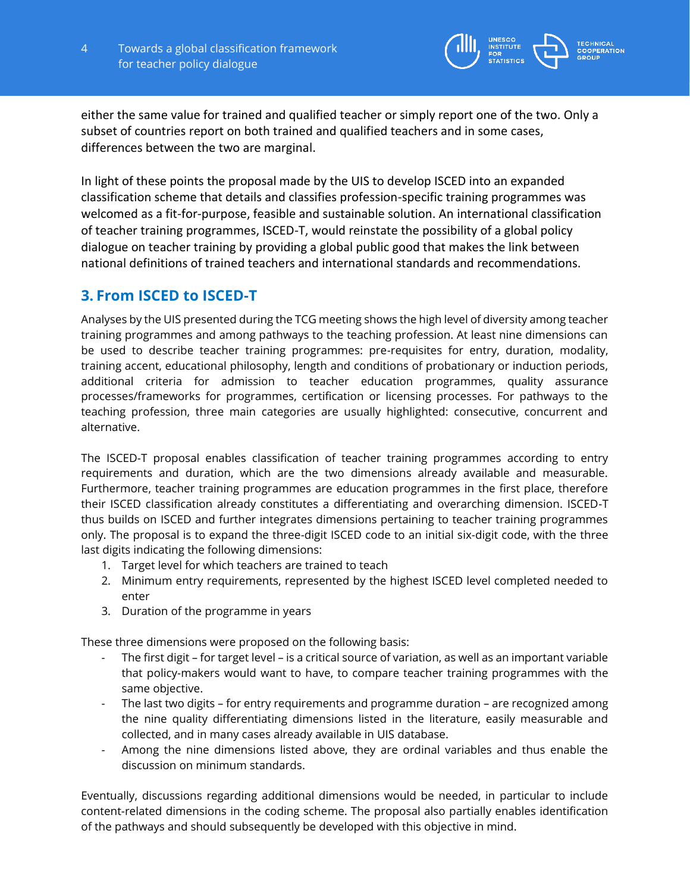either the same value for trained and qualified teacher or simply report one of the two. Only a subset of countries report on both trained and qualified teachers and in some cases, differences between the two are marginal.

In light of these points the proposal made by the UIS to develop ISCED into an expanded classification scheme that details and classifies profession-specific training programmes was welcomed as a fit-for-purpose, feasible and sustainable solution. An international classification of teacher training programmes, ISCED-T, would reinstate the possibility of a global policy dialogue on teacher training by providing a global public good that makes the link between national definitions of trained teachers and international standards and recommendations.

## 3. From ISCED to ISCED-T

Analyses by the UIS presented during the TCG meeting shows the high level of diversity among teacher training programmes and among pathways to the teaching profession. At least nine dimensions can be used to describe teacher training programmes: pre-requisites for entry, duration, modality, training accent, educational philosophy, length and conditions of probationary or induction periods, additional criteria for admission to teacher education programmes, quality assurance processes/frameworks for programmes, certification or licensing processes. For pathways to the teaching profession, three main categories are usually highlighted: consecutive, concurrent and alternative.

The ISCED-T proposal enables classification of teacher training programmes according to entry requirements and duration, which are the two dimensions already available and measurable. Furthermore, teacher training programmes are education programmes in the first place, therefore their ISCED classification already constitutes a differentiating and overarching dimension. ISCED-T thus builds on ISCED and further integrates dimensions pertaining to teacher training programmes only. The proposal is to expand the three-digit ISCED code to an initial six-digit code, with the three last digits indicating the following dimensions:

1. Target level for which teachers are trained to teach
2. Minimum entry requirements, represented by the highest ISCED level completed needed to enter
3. Duration of the programme in years

These three dimensions were proposed on the following basis:

- The first digit – for target level – is a critical source of variation, as well as an important variable that policy-makers would want to have, to compare teacher training programmes with the same objective.
- The last two digits – for entry requirements and programme duration – are recognized among the nine quality differentiating dimensions listed in the literature, easily measurable and collected, and in many cases already available in UIS database.
- Among the nine dimensions listed above, they are ordinal variables and thus enable the discussion on minimum standards.

Eventually, discussions regarding additional dimensions would be needed, in particular to include content-related dimensions in the coding scheme. The proposal also partially enables identification of the pathways and should subsequently be developed with this objective in mind.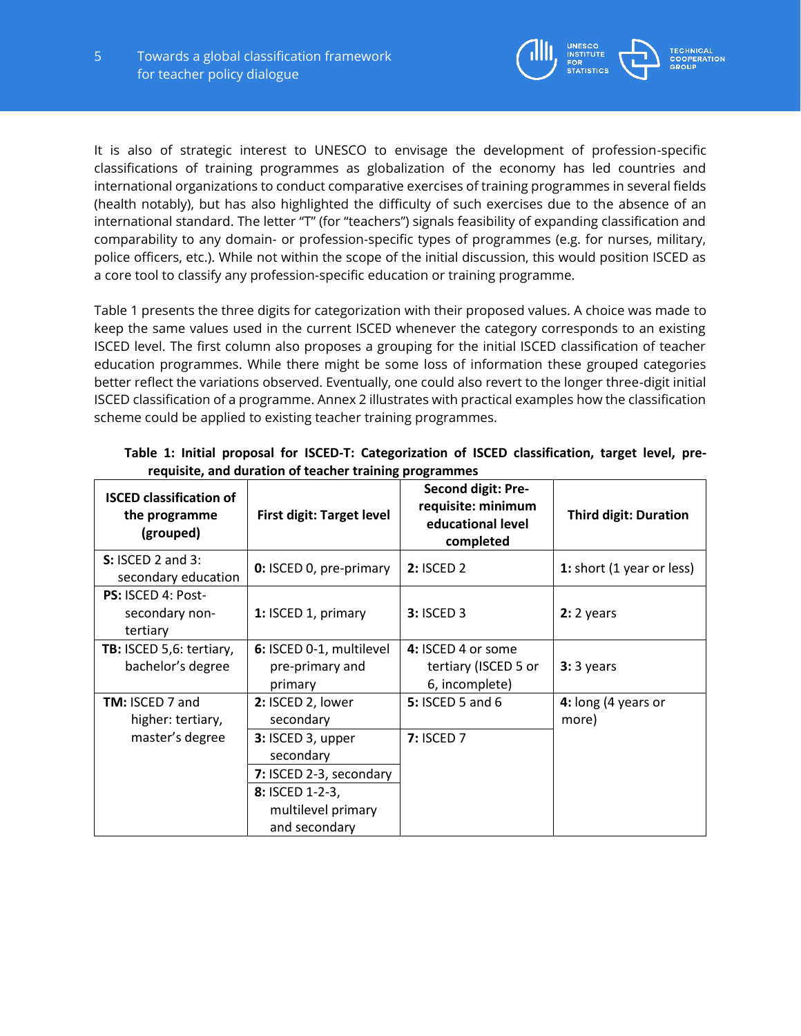It is also of strategic interest to UNESCO to envisage the development of profession-specific classifications of training programmes as globalization of the economy has led countries and international organizations to conduct comparative exercises of training programmes in several fields (health notably), but has also highlighted the difficulty of such exercises due to the absence of an international standard. The letter "T" (for "teachers") signals feasibility of expanding classification and comparability to any domain- or profession-specific types of programmes (e.g. for nurses, military, police officers, etc.). While not within the scope of the initial discussion, this would position ISCED as a core tool to classify any profession-specific education or training programme.

Table 1 presents the three digits for categorization with their proposed values. A choice was made to keep the same values used in the current ISCED whenever the category corresponds to an existing ISCED level. The first column also proposes a grouping for the initial ISCED classification of teacher education programmes. While there might be some loss of information these grouped categories better reflect the variations observed. Eventually, one could also revert to the longer three-digit initial ISCED classification of a programme. Annex 2 illustrates with practical examples how the classification scheme could be applied to existing teacher training programmes.

**Table 1: Initial proposal for ISCED-T: Categorization of ISCED classification, target level, pre-requisite, and duration of teacher training programmes**

| ISCED classification of the programme (grouped) | First digit: Target level | Second digit: Pre-requisite: minimum educational level completed | Third digit: Duration |
|---|---|---|---|
| **S:** ISCED 2 and 3: secondary education | **0:** ISCED 0, pre-primary | **2:** ISCED 2 | **1:** short (1 year or less) |
| **PS:** ISCED 4: Post-secondary non-tertiary | **1:** ISCED 1, primary | **3:** ISCED 3 | **2:** 2 years |
| **TB:** ISCED 5,6: tertiary, bachelor's degree | **6:** ISCED 0-1, multilevel pre-primary and primary | **4:** ISCED 4 or some tertiary (ISCED 5 or 6, incomplete) | **3:** 3 years |
| **TM:** ISCED 7 and higher: tertiary, master's degree | **2:** ISCED 2, lower secondary | **5:** ISCED 5 and 6 | **4:** long (4 years or more) |
| | **3:** ISCED 3, upper secondary | **7:** ISCED 7 | |
| | **7:** ISCED 2-3, secondary | | |
| | **8:** ISCED 1-2-3, multilevel primary and secondary | | |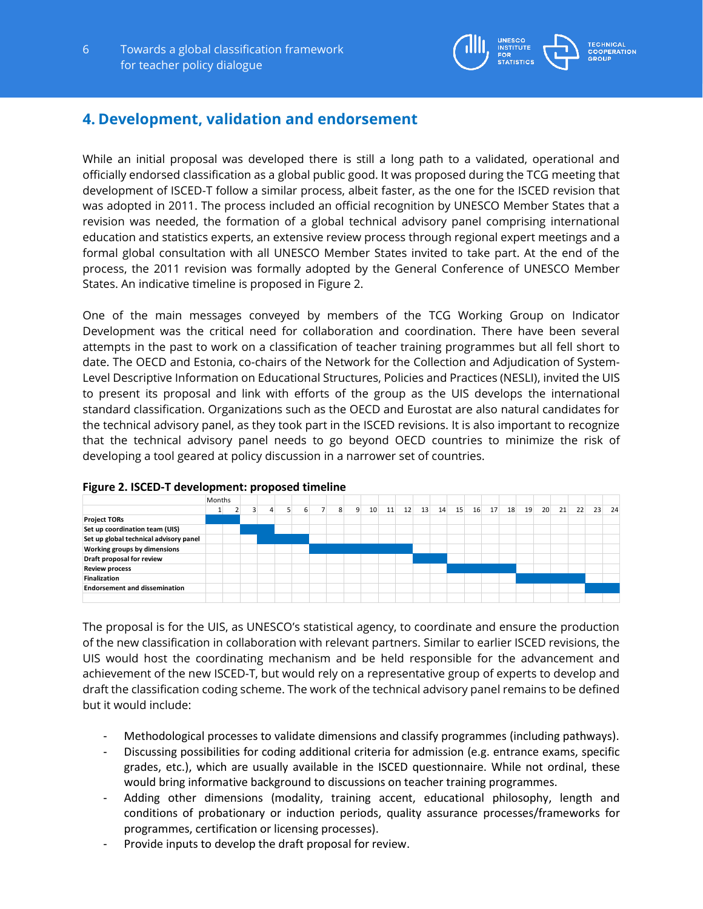## 4. Development, validation and endorsement

While an initial proposal was developed there is still a long path to a validated, operational and officially endorsed classification as a global public good. It was proposed during the TCG meeting that development of ISCED-T follow a similar process, albeit faster, as the one for the ISCED revision that was adopted in 2011. The process included an official recognition by UNESCO Member States that a revision was needed, the formation of a global technical advisory panel comprising international education and statistics experts, an extensive review process through regional expert meetings and a formal global consultation with all UNESCO Member States invited to take part. At the end of the process, the 2011 revision was formally adopted by the General Conference of UNESCO Member States. An indicative timeline is proposed in Figure 2.

One of the main messages conveyed by members of the TCG Working Group on Indicator Development was the critical need for collaboration and coordination. There have been several attempts in the past to work on a classification of teacher training programmes but all fell short to date. The OECD and Estonia, co-chairs of the Network for the Collection and Adjudication of System-Level Descriptive Information on Educational Structures, Policies and Practices (NESLI), invited the UIS to present its proposal and link with efforts of the group as the UIS develops the international standard classification. Organizations such as the OECD and Eurostat are also natural candidates for the technical advisory panel, as they took part in the ISCED revisions. It is also important to recognize that the technical advisory panel needs to go beyond OECD countries to minimize the risk of developing a tool geared at policy discussion in a narrower set of countries.

**Figure 2. ISCED-T development: proposed timeline**

| | Months | | | | | | | | | | | | | | | | | | | | | | | |
|---|---|---|---|---|---|---|---|---|---|---|---|---|---|---|---|---|---|---|---|---|---|---|---|---|
| | 1 | 2 | 3 | 4 | 5 | 6 | 7 | 8 | 9 | 10 | 11 | 12 | 13 | 14 | 15 | 16 | 17 | 18 | 19 | 20 | 21 | 22 | 23 | 24 |
| **Project TORs** | ■ | ■ | | | | | | | | | | | | | | | | | | | | | | |
| **Set up coordination team (UIS)** | | | ■ | ■ | | | | | | | | | | | | | | | | | | | | |
| **Set up global technical advisory panel** | | | | ■ | ■ | ■ | | | | | | | | | | | | | | | | | | |
| **Working groups by dimensions** | | | | | | | ■ | ■ | ■ | ■ | ■ | ■ | | | | | | | | | | | | |
| **Draft proposal for review** | | | | | | | | | | | | | ■ | ■ | | | | | | | | | | |
| **Review process** | | | | | | | | | | | | | | | ■ | ■ | ■ | ■ | | | | | | |
| **Finalization** | | | | | | | | | | | | | | | | | | | ■ | ■ | ■ | ■ | | |
| **Endorsement and dissemination** | | | | | | | | | | | | | | | | | | | | | | | ■ | ■ |

The proposal is for the UIS, as UNESCO's statistical agency, to coordinate and ensure the production of the new classification in collaboration with relevant partners. Similar to earlier ISCED revisions, the UIS would host the coordinating mechanism and be held responsible for the advancement and achievement of the new ISCED-T, but would rely on a representative group of experts to develop and draft the classification coding scheme. The work of the technical advisory panel remains to be defined but it would include:

- Methodological processes to validate dimensions and classify programmes (including pathways).
- Discussing possibilities for coding additional criteria for admission (e.g. entrance exams, specific grades, etc.), which are usually available in the ISCED questionnaire. While not ordinal, these would bring informative background to discussions on teacher training programmes.
- Adding other dimensions (modality, training accent, educational philosophy, length and conditions of probationary or induction periods, quality assurance processes/frameworks for programmes, certification or licensing processes).
- Provide inputs to develop the draft proposal for review.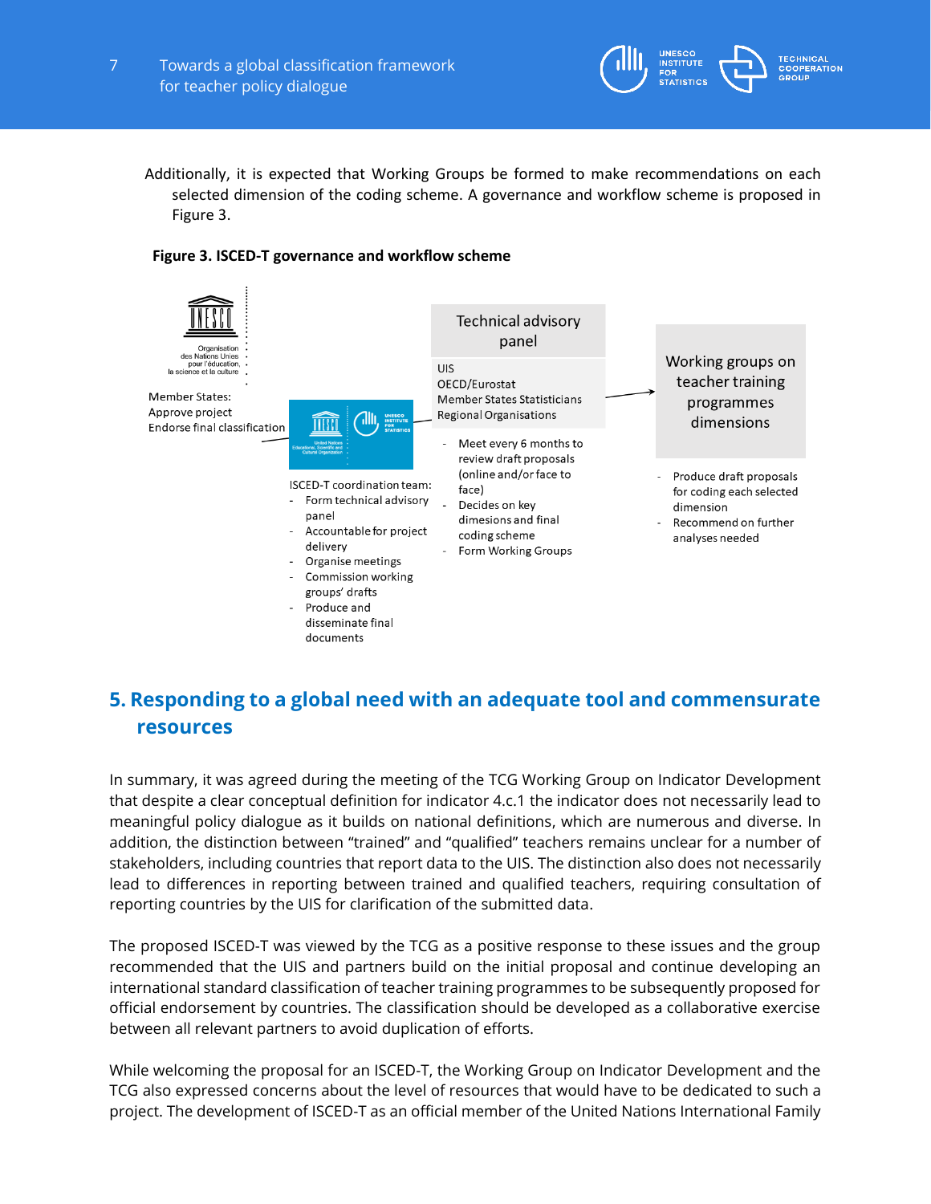Additionally, it is expected that Working Groups be formed to make recommendations on each selected dimension of the coding scheme. A governance and workflow scheme is proposed in Figure 3.

**Figure 3. ISCED-T governance and workflow scheme**

Organisation des Nations Unies pour l'éducation, la science et la culture

Member States:
Approve project
Endorse final classification

ISCED-T coordination team:
- Form technical advisory panel
- Accountable for project delivery
- Organise meetings
- Commission working groups' drafts
- Produce and disseminate final documents

Technical advisory panel

UIS
OECD/Eurostat
Member States Statisticians
Regional Organisations

- Meet every 6 months to review draft proposals (online and/or face to face)
- Decides on key dimensions and final coding scheme
- Form Working Groups

Working groups on teacher training programmes dimensions

- Produce draft proposals for coding each selected dimension
- Recommend on further analyses needed

## 5. Responding to a global need with an adequate tool and commensurate resources

In summary, it was agreed during the meeting of the TCG Working Group on Indicator Development that despite a clear conceptual definition for indicator 4.c.1 the indicator does not necessarily lead to meaningful policy dialogue as it builds on national definitions, which are numerous and diverse. In addition, the distinction between "trained" and "qualified" teachers remains unclear for a number of stakeholders, including countries that report data to the UIS. The distinction also does not necessarily lead to differences in reporting between trained and qualified teachers, requiring consultation of reporting countries by the UIS for clarification of the submitted data.

The proposed ISCED-T was viewed by the TCG as a positive response to these issues and the group recommended that the UIS and partners build on the initial proposal and continue developing an international standard classification of teacher training programmes to be subsequently proposed for official endorsement by countries. The classification should be developed as a collaborative exercise between all relevant partners to avoid duplication of efforts.

While welcoming the proposal for an ISCED-T, the Working Group on Indicator Development and the TCG also expressed concerns about the level of resources that would have to be dedicated to such a project. The development of ISCED-T as an official member of the United Nations International Family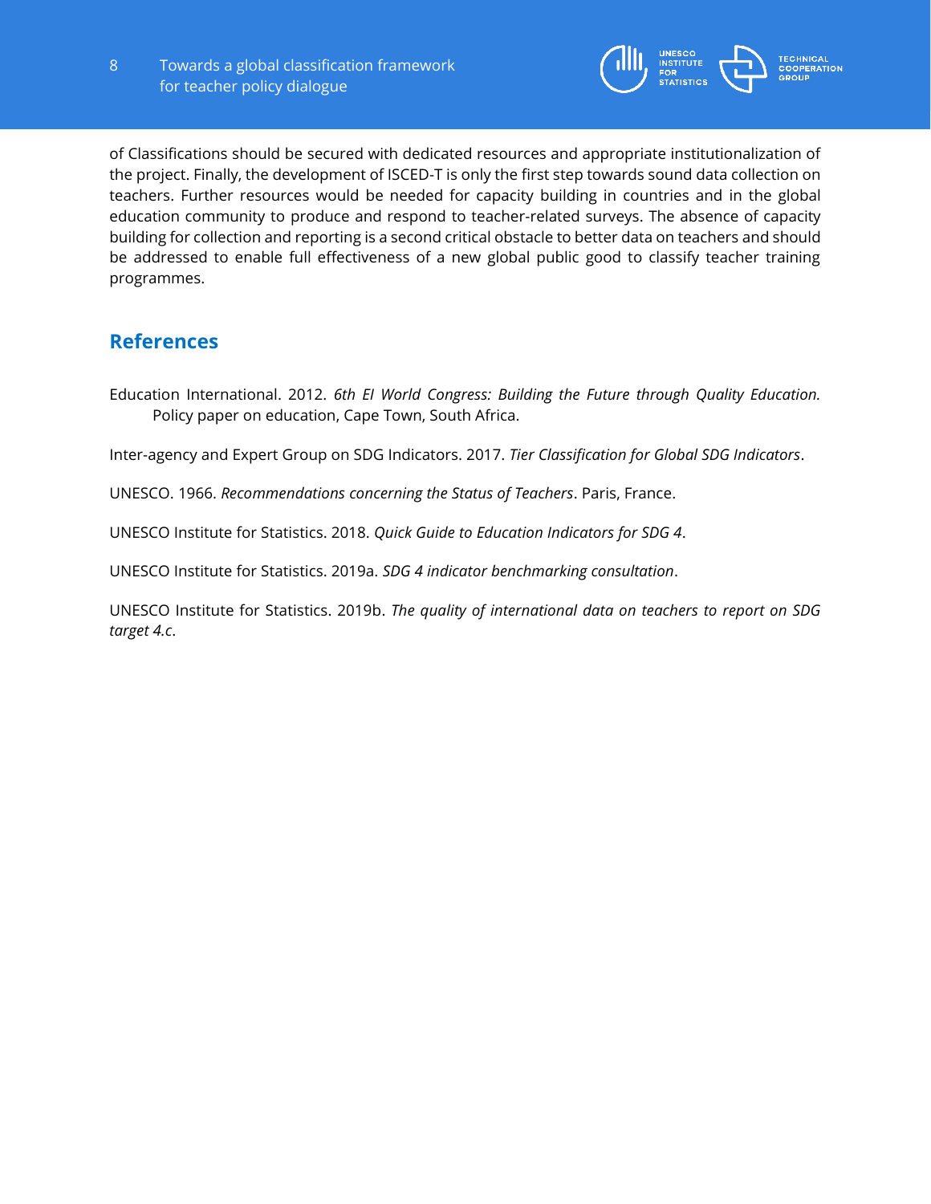of Classifications should be secured with dedicated resources and appropriate institutionalization of the project. Finally, the development of ISCED-T is only the first step towards sound data collection on teachers. Further resources would be needed for capacity building in countries and in the global education community to produce and respond to teacher-related surveys. The absence of capacity building for collection and reporting is a second critical obstacle to better data on teachers and should be addressed to enable full effectiveness of a new global public good to classify teacher training programmes.

## References

Education International. 2012. *6th EI World Congress: Building the Future through Quality Education.* Policy paper on education, Cape Town, South Africa.

Inter-agency and Expert Group on SDG Indicators. 2017. *Tier Classification for Global SDG Indicators*.

UNESCO. 1966. *Recommendations concerning the Status of Teachers*. Paris, France.

UNESCO Institute for Statistics. 2018. *Quick Guide to Education Indicators for SDG 4*.

UNESCO Institute for Statistics. 2019a. *SDG 4 indicator benchmarking consultation*.

UNESCO Institute for Statistics. 2019b. *The quality of international data on teachers to report on SDG target 4.c*.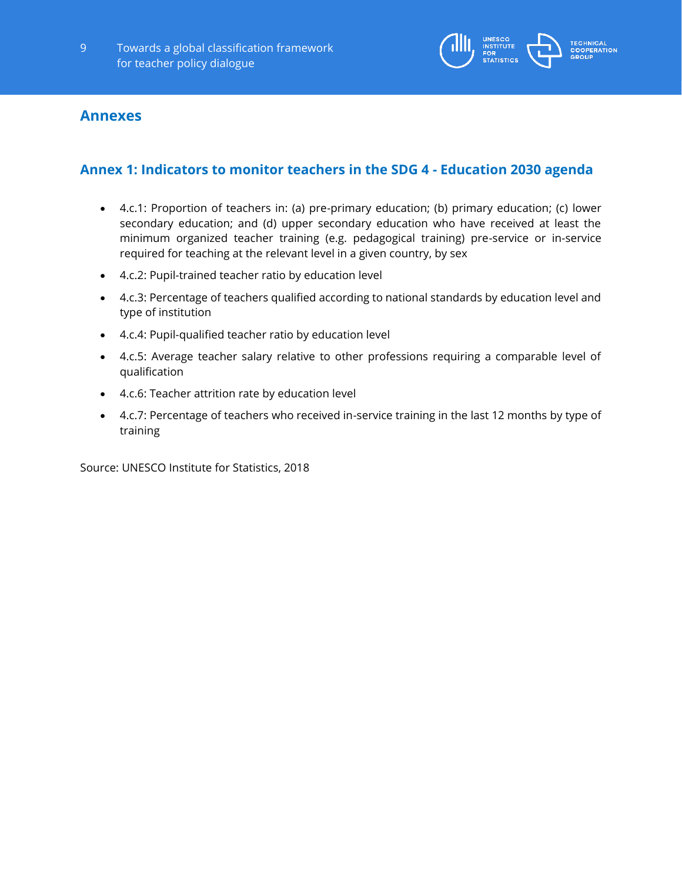# Annexes

## Annex 1: Indicators to monitor teachers in the SDG 4 - Education 2030 agenda

- 4.c.1: Proportion of teachers in: (a) pre-primary education; (b) primary education; (c) lower secondary education; and (d) upper secondary education who have received at least the minimum organized teacher training (e.g. pedagogical training) pre-service or in-service required for teaching at the relevant level in a given country, by sex
- 4.c.2: Pupil-trained teacher ratio by education level
- 4.c.3: Percentage of teachers qualified according to national standards by education level and type of institution
- 4.c.4: Pupil-qualified teacher ratio by education level
- 4.c.5: Average teacher salary relative to other professions requiring a comparable level of qualification
- 4.c.6: Teacher attrition rate by education level
- 4.c.7: Percentage of teachers who received in-service training in the last 12 months by type of training

Source: UNESCO Institute for Statistics, 2018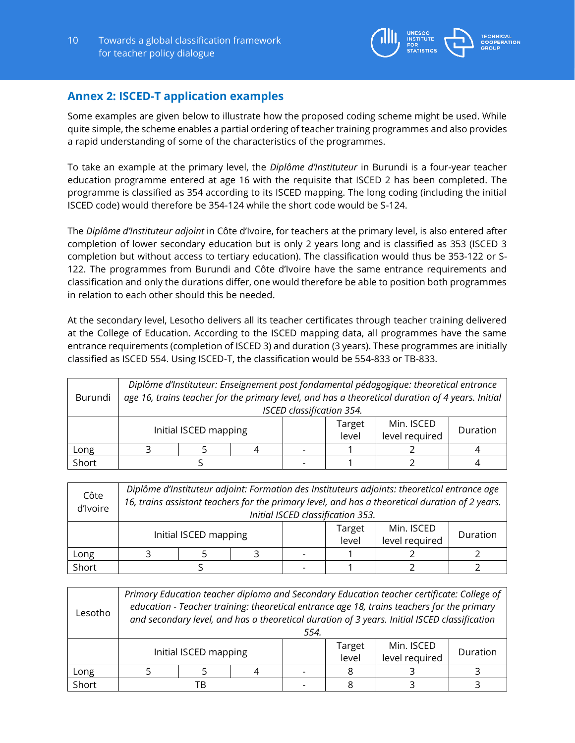## Annex 2: ISCED-T application examples

Some examples are given below to illustrate how the proposed coding scheme might be used. While quite simple, the scheme enables a partial ordering of teacher training programmes and also provides a rapid understanding of some of the characteristics of the programmes.

To take an example at the primary level, the *Diplôme d'Instituteur* in Burundi is a four-year teacher education programme entered at age 16 with the requisite that ISCED 2 has been completed. The programme is classified as 354 according to its ISCED mapping. The long coding (including the initial ISCED code) would therefore be 354-124 while the short code would be S-124.

The *Diplôme d'Instituteur adjoint* in Côte d'Ivoire, for teachers at the primary level, is also entered after completion of lower secondary education but is only 2 years long and is classified as 353 (ISCED 3 completion but without access to tertiary education). The classification would thus be 353-122 or S-122. The programmes from Burundi and Côte d'Ivoire have the same entrance requirements and classification and only the durations differ, one would therefore be able to position both programmes in relation to each other should this be needed.

At the secondary level, Lesotho delivers all its teacher certificates through teacher training delivered at the College of Education. According to the ISCED mapping data, all programmes have the same entrance requirements (completion of ISCED 3) and duration (3 years). These programmes are initially classified as ISCED 554. Using ISCED-T, the classification would be 554-833 or TB-833.

| Burundi | *Diplôme d'Instituteur: Enseignement post fondamental pédagogique: theoretical entrance age 16, trains teacher for the primary level, and has a theoretical duration of 4 years. Initial ISCED classification 354.* | | | | | | |
|---|---|---|---|---|---|---|---|
| | Initial ISCED mapping | | | | Target level | Min. ISCED level required | Duration |
| Long | 3 | 5 | 4 | - | 1 | 2 | 4 |
| Short | S | | | - | 1 | 2 | 4 |

| Côte d'Ivoire | *Diplôme d'Instituteur adjoint: Formation des Instituteurs adjoints: theoretical entrance age 16, trains assistant teachers for the primary level, and has a theoretical duration of 2 years. Initial ISCED classification 353.* | | | | | | |
|---|---|---|---|---|---|---|---|
| | Initial ISCED mapping | | | | Target level | Min. ISCED level required | Duration |
| Long | 3 | 5 | 3 | - | 1 | 2 | 2 |
| Short | S | | | - | 1 | 2 | 2 |

| Lesotho | *Primary Education teacher diploma and Secondary Education teacher certificate: College of education - Teacher training: theoretical entrance age 18, trains teachers for the primary and secondary level, and has a theoretical duration of 3 years. Initial ISCED classification 554.* | | | | | | |
|---|---|---|---|---|---|---|---|
| | Initial ISCED mapping | | | | Target level | Min. ISCED level required | Duration |
| Long | 5 | 5 | 4 | - | 8 | 3 | 3 |
| Short | TB | | | - | 8 | 3 | 3 |